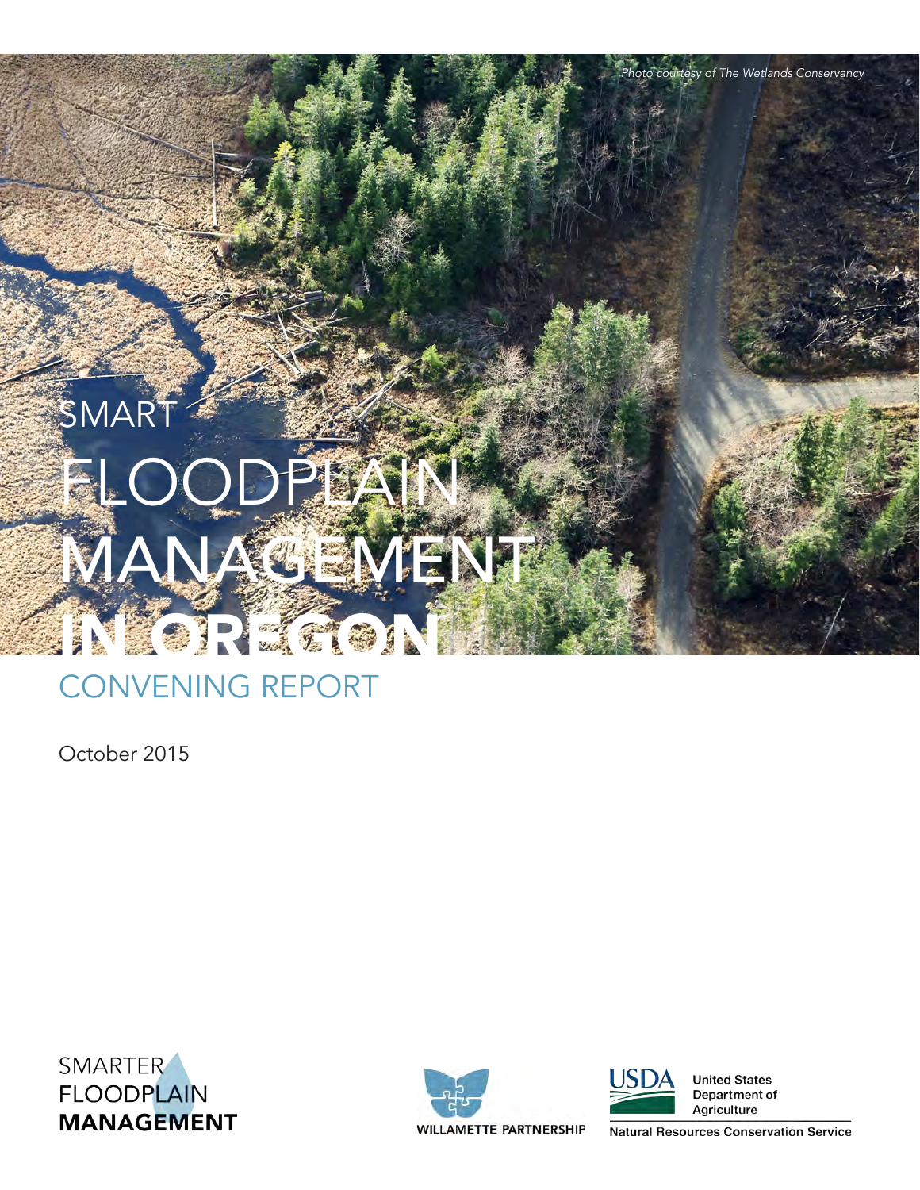*Photo courtesy of The Wetlands Conservancy*

# SMART FLOODPLAIN MANAGEMENT IN OREGON

## CONVENING REPORT

October 2015

SMARTER FLOODPLAIN **MANAGEMENT**

WILLAMETTE PARTNERSHIP

USDA United States Department of Agriculture

Natural Resources Conservation Service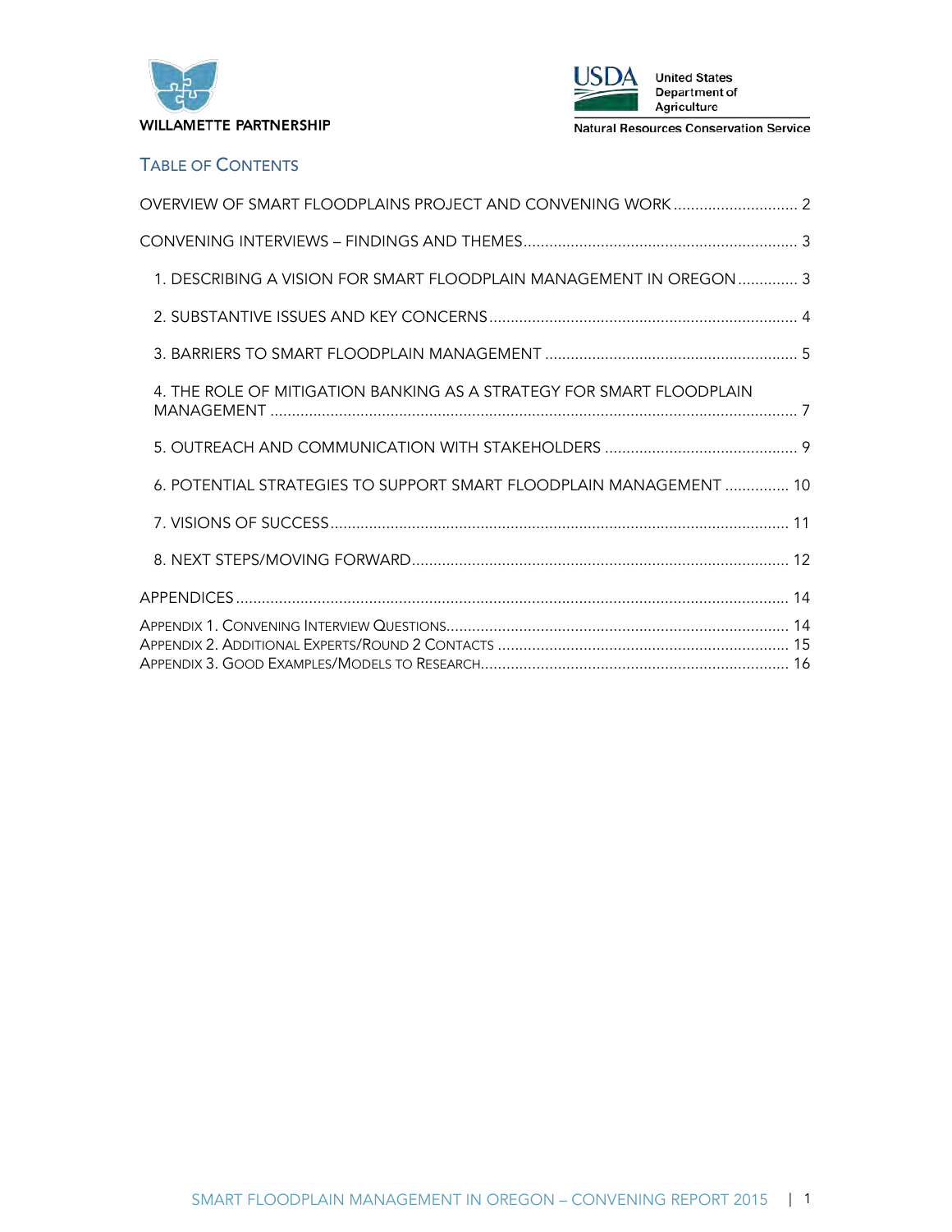## Table of Contents

OVERVIEW OF SMART FLOODPLAINS PROJECT AND CONVENING WORK ............................. 2

CONVENING INTERVIEWS – FINDINGS AND THEMES ................................................................. 3

1. DESCRIBING A VISION FOR SMART FLOODPLAIN MANAGEMENT IN OREGON .............. 3
2. SUBSTANTIVE ISSUES AND KEY CONCERNS ........................................................................ 4
3. BARRIERS TO SMART FLOODPLAIN MANAGEMENT ........................................................... 5
4. THE ROLE OF MITIGATION BANKING AS A STRATEGY FOR SMART FLOODPLAIN MANAGEMENT ........................................................................................................................... 7
5. OUTREACH AND COMMUNICATION WITH STAKEHOLDERS ............................................. 9
6. POTENTIAL STRATEGIES TO SUPPORT SMART FLOODPLAIN MANAGEMENT ............... 10
7. VISIONS OF SUCCESS ........................................................................................................... 11
8. NEXT STEPS/MOVING FORWARD ........................................................................................ 12

APPENDICES ................................................................................................................................. 14

Appendix 1. Convening Interview Questions ................................................................................ 14
Appendix 2. Additional Experts/Round 2 Contacts ...................................................................... 15
Appendix 3. Good Examples/Models to Research ........................................................................ 16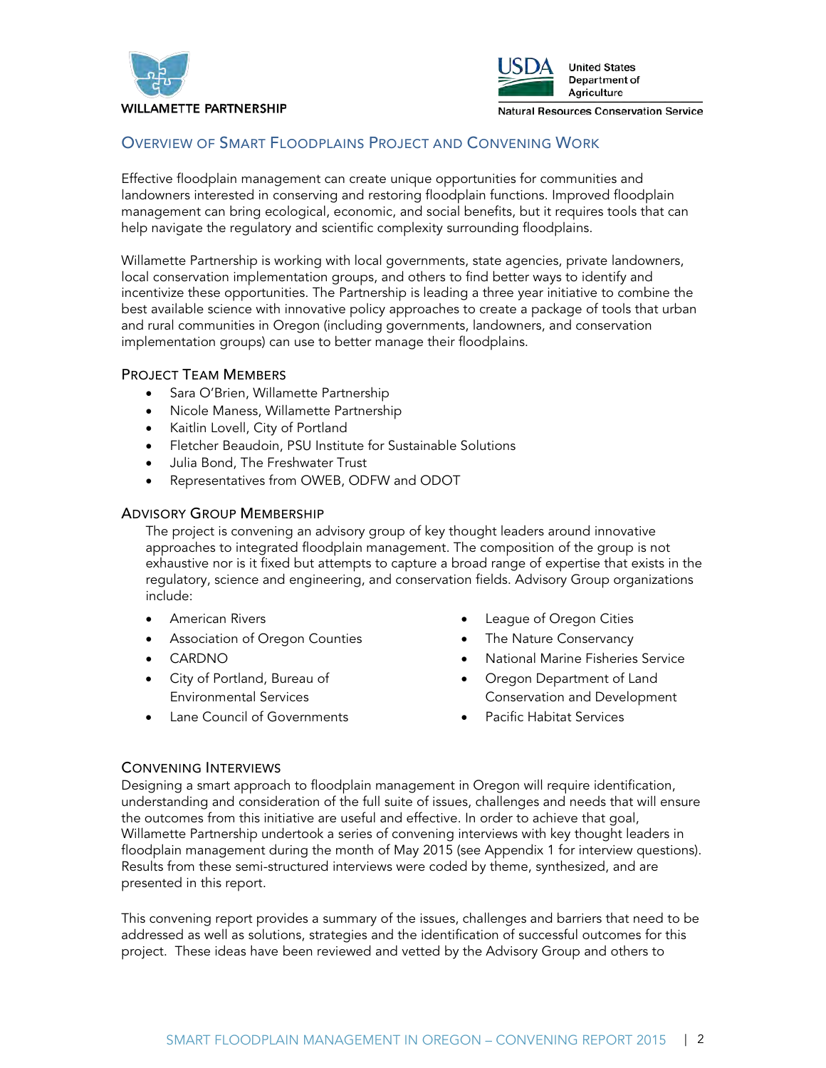## Overview of Smart Floodplains Project and Convening Work

Effective floodplain management can create unique opportunities for communities and landowners interested in conserving and restoring floodplain functions. Improved floodplain management can bring ecological, economic, and social benefits, but it requires tools that can help navigate the regulatory and scientific complexity surrounding floodplains.

Willamette Partnership is working with local governments, state agencies, private landowners, local conservation implementation groups, and others to find better ways to identify and incentivize these opportunities. The Partnership is leading a three year initiative to combine the best available science with innovative policy approaches to create a package of tools that urban and rural communities in Oregon (including governments, landowners, and conservation implementation groups) can use to better manage their floodplains.

### Project Team Members

- Sara O'Brien, Willamette Partnership
- Nicole Maness, Willamette Partnership
- Kaitlin Lovell, City of Portland
- Fletcher Beaudoin, PSU Institute for Sustainable Solutions
- Julia Bond, The Freshwater Trust
- Representatives from OWEB, ODFW and ODOT

### Advisory Group Membership

The project is convening an advisory group of key thought leaders around innovative approaches to integrated floodplain management. The composition of the group is not exhaustive nor is it fixed but attempts to capture a broad range of expertise that exists in the regulatory, science and engineering, and conservation fields. Advisory Group organizations include:

- American Rivers
- Association of Oregon Counties
- CARDNO
- City of Portland, Bureau of Environmental Services
- Lane Council of Governments
- League of Oregon Cities
- The Nature Conservancy
- National Marine Fisheries Service
- Oregon Department of Land Conservation and Development
- Pacific Habitat Services

### Convening Interviews

Designing a smart approach to floodplain management in Oregon will require identification, understanding and consideration of the full suite of issues, challenges and needs that will ensure the outcomes from this initiative are useful and effective. In order to achieve that goal, Willamette Partnership undertook a series of convening interviews with key thought leaders in floodplain management during the month of May 2015 (see Appendix 1 for interview questions). Results from these semi-structured interviews were coded by theme, synthesized, and are presented in this report.

This convening report provides a summary of the issues, challenges and barriers that need to be addressed as well as solutions, strategies and the identification of successful outcomes for this project. These ideas have been reviewed and vetted by the Advisory Group and others to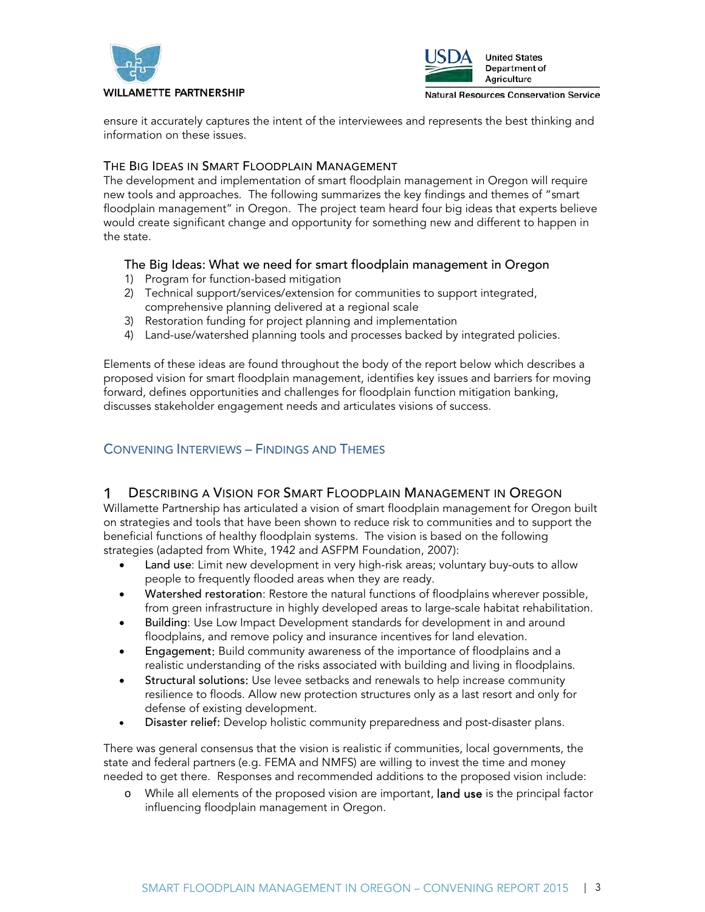ensure it accurately captures the intent of the interviewees and represents the best thinking and information on these issues.

### The Big Ideas in Smart Floodplain Management

The development and implementation of smart floodplain management in Oregon will require new tools and approaches. The following summarizes the key findings and themes of "smart floodplain management" in Oregon. The project team heard four big ideas that experts believe would create significant change and opportunity for something new and different to happen in the state.

#### The Big Ideas: What we need for smart floodplain management in Oregon

1) Program for function-based mitigation
2) Technical support/services/extension for communities to support integrated, comprehensive planning delivered at a regional scale
3) Restoration funding for project planning and implementation
4) Land-use/watershed planning tools and processes backed by integrated policies.

Elements of these ideas are found throughout the body of the report below which describes a proposed vision for smart floodplain management, identifies key issues and barriers for moving forward, defines opportunities and challenges for floodplain function mitigation banking, discusses stakeholder engagement needs and articulates visions of success.

## Convening Interviews – Findings and Themes

## 1 Describing a Vision for Smart Floodplain Management in Oregon

Willamette Partnership has articulated a vision of smart floodplain management for Oregon built on strategies and tools that have been shown to reduce risk to communities and to support the beneficial functions of healthy floodplain systems. The vision is based on the following strategies (adapted from White, 1942 and ASFPM Foundation, 2007):

- Land use: Limit new development in very high-risk areas; voluntary buy-outs to allow people to frequently flooded areas when they are ready.
- Watershed restoration: Restore the natural functions of floodplains wherever possible, from green infrastructure in highly developed areas to large-scale habitat rehabilitation.
- Building: Use Low Impact Development standards for development in and around floodplains, and remove policy and insurance incentives for land elevation.
- Engagement: Build community awareness of the importance of floodplains and a realistic understanding of the risks associated with building and living in floodplains.
- Structural solutions: Use levee setbacks and renewals to help increase community resilience to floods. Allow new protection structures only as a last resort and only for defense of existing development.
- Disaster relief: Develop holistic community preparedness and post-disaster plans.

There was general consensus that the vision is realistic if communities, local governments, the state and federal partners (e.g. FEMA and NMFS) are willing to invest the time and money needed to get there. Responses and recommended additions to the proposed vision include:

- While all elements of the proposed vision are important, land use is the principal factor influencing floodplain management in Oregon.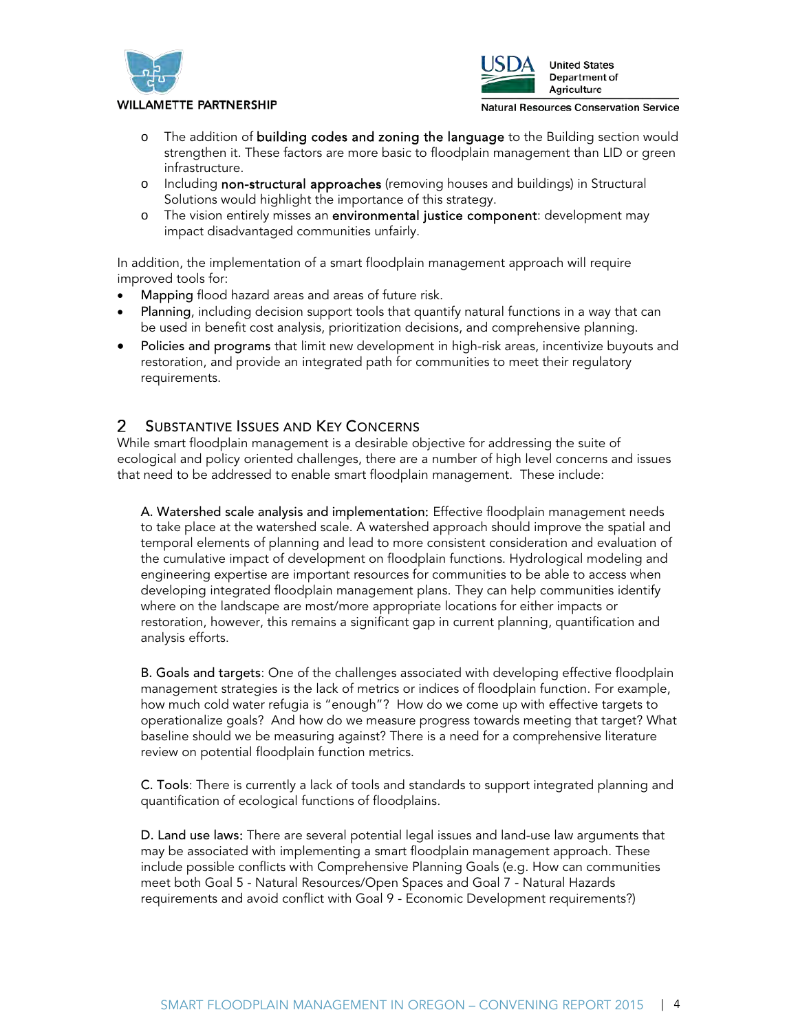- The addition of **building codes and zoning the language** to the Building section would strengthen it. These factors are more basic to floodplain management than LID or green infrastructure.
- Including **non-structural approaches** (removing houses and buildings) in Structural Solutions would highlight the importance of this strategy.
- The vision entirely misses an **environmental justice component**: development may impact disadvantaged communities unfairly.

In addition, the implementation of a smart floodplain management approach will require improved tools for:

- **Mapping** flood hazard areas and areas of future risk.
- **Planning**, including decision support tools that quantify natural functions in a way that can be used in benefit cost analysis, prioritization decisions, and comprehensive planning.
- **Policies and programs** that limit new development in high-risk areas, incentivize buyouts and restoration, and provide an integrated path for communities to meet their regulatory requirements.

## 2 Substantive Issues and Key Concerns

While smart floodplain management is a desirable objective for addressing the suite of ecological and policy oriented challenges, there are a number of high level concerns and issues that need to be addressed to enable smart floodplain management. These include:

**A. Watershed scale analysis and implementation:** Effective floodplain management needs to take place at the watershed scale. A watershed approach should improve the spatial and temporal elements of planning and lead to more consistent consideration and evaluation of the cumulative impact of development on floodplain functions. Hydrological modeling and engineering expertise are important resources for communities to be able to access when developing integrated floodplain management plans. They can help communities identify where on the landscape are most/more appropriate locations for either impacts or restoration, however, this remains a significant gap in current planning, quantification and analysis efforts.

**B. Goals and targets**: One of the challenges associated with developing effective floodplain management strategies is the lack of metrics or indices of floodplain function. For example, how much cold water refugia is "enough"? How do we come up with effective targets to operationalize goals? And how do we measure progress towards meeting that target? What baseline should we be measuring against? There is a need for a comprehensive literature review on potential floodplain function metrics.

**C. Tools**: There is currently a lack of tools and standards to support integrated planning and quantification of ecological functions of floodplains.

**D. Land use laws:** There are several potential legal issues and land-use law arguments that may be associated with implementing a smart floodplain management approach. These include possible conflicts with Comprehensive Planning Goals (e.g. How can communities meet both Goal 5 - Natural Resources/Open Spaces and Goal 7 - Natural Hazards requirements and avoid conflict with Goal 9 - Economic Development requirements?)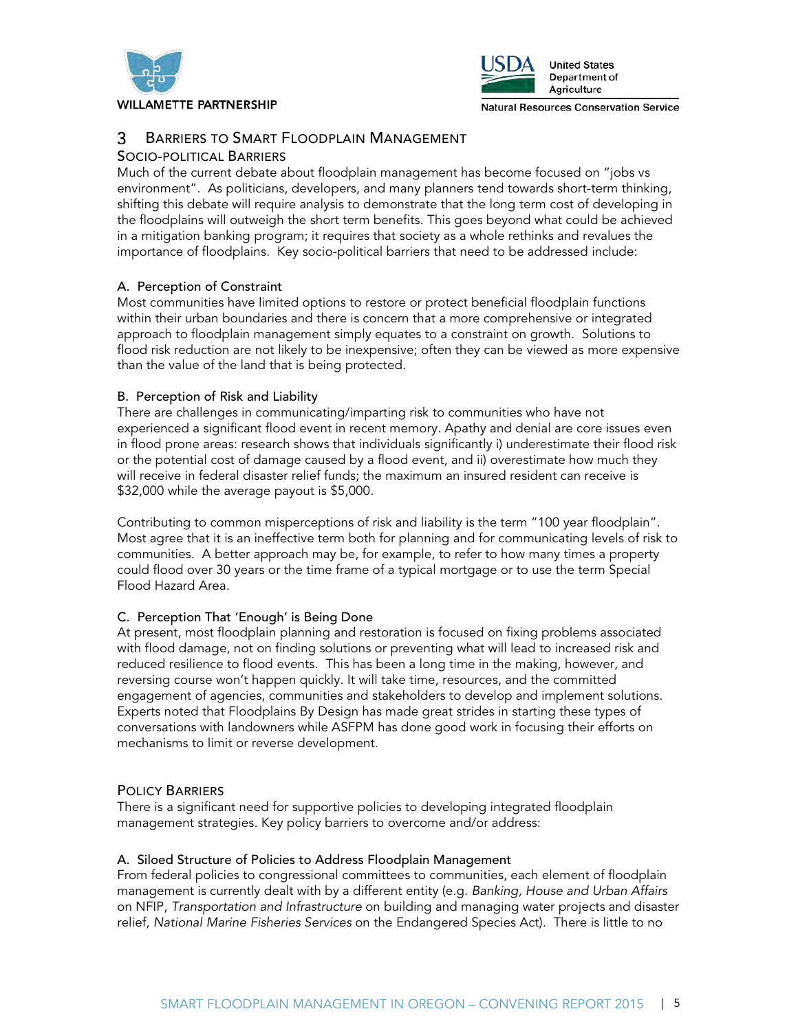## 3 Barriers to Smart Floodplain Management

### Socio-political Barriers

Much of the current debate about floodplain management has become focused on "jobs vs environment". As politicians, developers, and many planners tend towards short-term thinking, shifting this debate will require analysis to demonstrate that the long term cost of developing in the floodplains will outweigh the short term benefits. This goes beyond what could be achieved in a mitigation banking program; it requires that society as a whole rethinks and revalues the importance of floodplains. Key socio-political barriers that need to be addressed include:

#### A. Perception of Constraint

Most communities have limited options to restore or protect beneficial floodplain functions within their urban boundaries and there is concern that a more comprehensive or integrated approach to floodplain management simply equates to a constraint on growth. Solutions to flood risk reduction are not likely to be inexpensive; often they can be viewed as more expensive than the value of the land that is being protected.

#### B. Perception of Risk and Liability

There are challenges in communicating/imparting risk to communities who have not experienced a significant flood event in recent memory. Apathy and denial are core issues even in flood prone areas: research shows that individuals significantly i) underestimate their flood risk or the potential cost of damage caused by a flood event, and ii) overestimate how much they will receive in federal disaster relief funds; the maximum an insured resident can receive is $32,000 while the average payout is $5,000.

Contributing to common misperceptions of risk and liability is the term "100 year floodplain". Most agree that it is an ineffective term both for planning and for communicating levels of risk to communities. A better approach may be, for example, to refer to how many times a property could flood over 30 years or the time frame of a typical mortgage or to use the term Special Flood Hazard Area.

#### C. Perception That 'Enough' is Being Done

At present, most floodplain planning and restoration is focused on fixing problems associated with flood damage, not on finding solutions or preventing what will lead to increased risk and reduced resilience to flood events. This has been a long time in the making, however, and reversing course won't happen quickly. It will take time, resources, and the committed engagement of agencies, communities and stakeholders to develop and implement solutions. Experts noted that Floodplains By Design has made great strides in starting these types of conversations with landowners while ASFPM has done good work in focusing their efforts on mechanisms to limit or reverse development.

### Policy Barriers

There is a significant need for supportive policies to developing integrated floodplain management strategies. Key policy barriers to overcome and/or address:

#### A. Siloed Structure of Policies to Address Floodplain Management

From federal policies to congressional committees to communities, each element of floodplain management is currently dealt with by a different entity (e.g. *Banking, House and Urban Affairs* on NFIP, *Transportation and Infrastructure* on building and managing water projects and disaster relief, *National Marine Fisheries Services* on the Endangered Species Act). There is little to no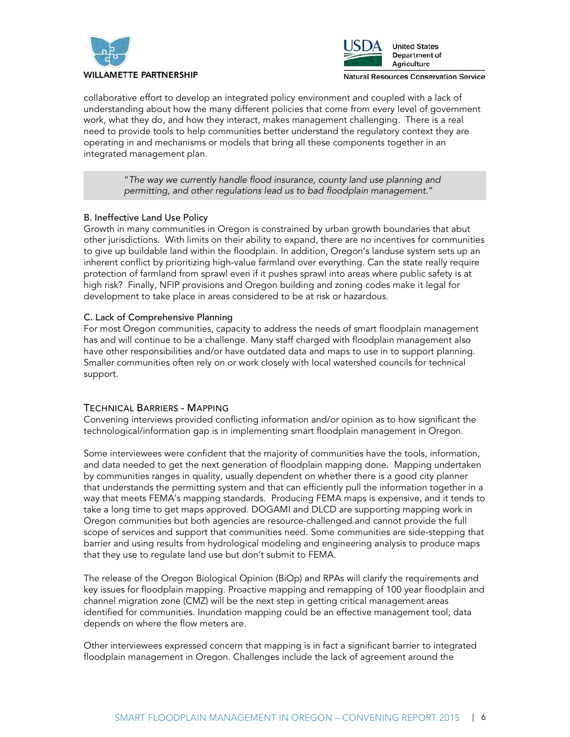collaborative effort to develop an integrated policy environment and coupled with a lack of understanding about how the many different policies that come from every level of government work, what they do, and how they interact, makes management challenging. There is a real need to provide tools to help communities better understand the regulatory context they are operating in and mechanisms or models that bring all these components together in an integrated management plan.

> "*The way we currently handle flood insurance, county land use planning and permitting, and other regulations lead us to bad floodplain management.*"

B. Ineffective Land Use Policy
Growth in many communities in Oregon is constrained by urban growth boundaries that abut other jurisdictions. With limits on their ability to expand, there are no incentives for communities to give up buildable land within the floodplain. In addition, Oregon's landuse system sets up an inherent conflict by prioritizing high-value farmland over everything. Can the state really require protection of farmland from sprawl even if it pushes sprawl into areas where public safety is at high risk? Finally, NFIP provisions and Oregon building and zoning codes make it legal for development to take place in areas considered to be at risk or hazardous.

C. Lack of Comprehensive Planning
For most Oregon communities, capacity to address the needs of smart floodplain management has and will continue to be a challenge. Many staff charged with floodplain management also have other responsibilities and/or have outdated data and maps to use in to support planning. Smaller communities often rely on or work closely with local watershed councils for technical support.

## Technical Barriers - Mapping

Convening interviews provided conflicting information and/or opinion as to how significant the technological/information gap is in implementing smart floodplain management in Oregon.

Some interviewees were confident that the majority of communities have the tools, information, and data needed to get the next generation of floodplain mapping done. Mapping undertaken by communities ranges in quality, usually dependent on whether there is a good city planner that understands the permitting system and that can efficiently pull the information together in a way that meets FEMA's mapping standards. Producing FEMA maps is expensive, and it tends to take a long time to get maps approved. DOGAMI and DLCD are supporting mapping work in Oregon communities but both agencies are resource-challenged and cannot provide the full scope of services and support that communities need. Some communities are side-stepping that barrier and using results from hydrological modeling and engineering analysis to produce maps that they use to regulate land use but don't submit to FEMA.

The release of the Oregon Biological Opinion (BiOp) and RPAs will clarify the requirements and key issues for floodplain mapping. Proactive mapping and remapping of 100 year floodplain and channel migration zone (CMZ) will be the next step in getting critical management areas identified for communities. Inundation mapping could be an effective management tool; data depends on where the flow meters are.

Other interviewees expressed concern that mapping is in fact a significant barrier to integrated floodplain management in Oregon. Challenges include the lack of agreement around the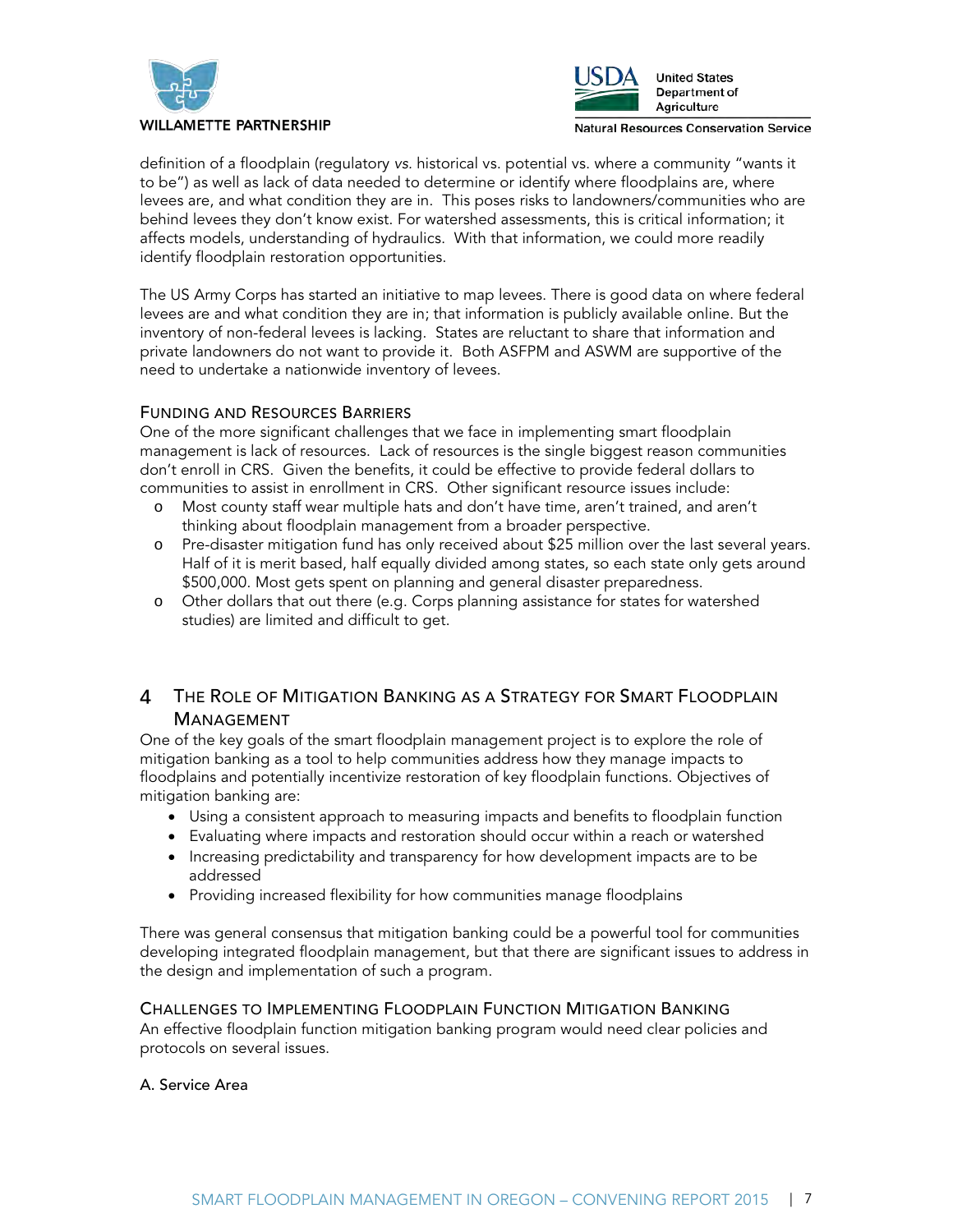definition of a floodplain (regulatory *vs.* historical vs. potential vs. where a community "wants it to be") as well as lack of data needed to determine or identify where floodplains are, where levees are, and what condition they are in. This poses risks to landowners/communities who are behind levees they don't know exist. For watershed assessments, this is critical information; it affects models, understanding of hydraulics. With that information, we could more readily identify floodplain restoration opportunities.

The US Army Corps has started an initiative to map levees. There is good data on where federal levees are and what condition they are in; that information is publicly available online. But the inventory of non-federal levees is lacking. States are reluctant to share that information and private landowners do not want to provide it. Both ASFPM and ASWM are supportive of the need to undertake a nationwide inventory of levees.

### Funding and Resources Barriers

One of the more significant challenges that we face in implementing smart floodplain management is lack of resources. Lack of resources is the single biggest reason communities don't enroll in CRS. Given the benefits, it could be effective to provide federal dollars to communities to assist in enrollment in CRS. Other significant resource issues include:

- Most county staff wear multiple hats and don't have time, aren't trained, and aren't thinking about floodplain management from a broader perspective.
- Pre-disaster mitigation fund has only received about $25 million over the last several years. Half of it is merit based, half equally divided among states, so each state only gets around $500,000. Most gets spent on planning and general disaster preparedness.
- Other dollars that out there (e.g. Corps planning assistance for states for watershed studies) are limited and difficult to get.

## 4 The Role of Mitigation Banking as a Strategy for Smart Floodplain Management

One of the key goals of the smart floodplain management project is to explore the role of mitigation banking as a tool to help communities address how they manage impacts to floodplains and potentially incentivize restoration of key floodplain functions. Objectives of mitigation banking are:

- Using a consistent approach to measuring impacts and benefits to floodplain function
- Evaluating where impacts and restoration should occur within a reach or watershed
- Increasing predictability and transparency for how development impacts are to be addressed
- Providing increased flexibility for how communities manage floodplains

There was general consensus that mitigation banking could be a powerful tool for communities developing integrated floodplain management, but that there are significant issues to address in the design and implementation of such a program.

### Challenges to Implementing Floodplain Function Mitigation Banking

An effective floodplain function mitigation banking program would need clear policies and protocols on several issues.

#### A. Service Area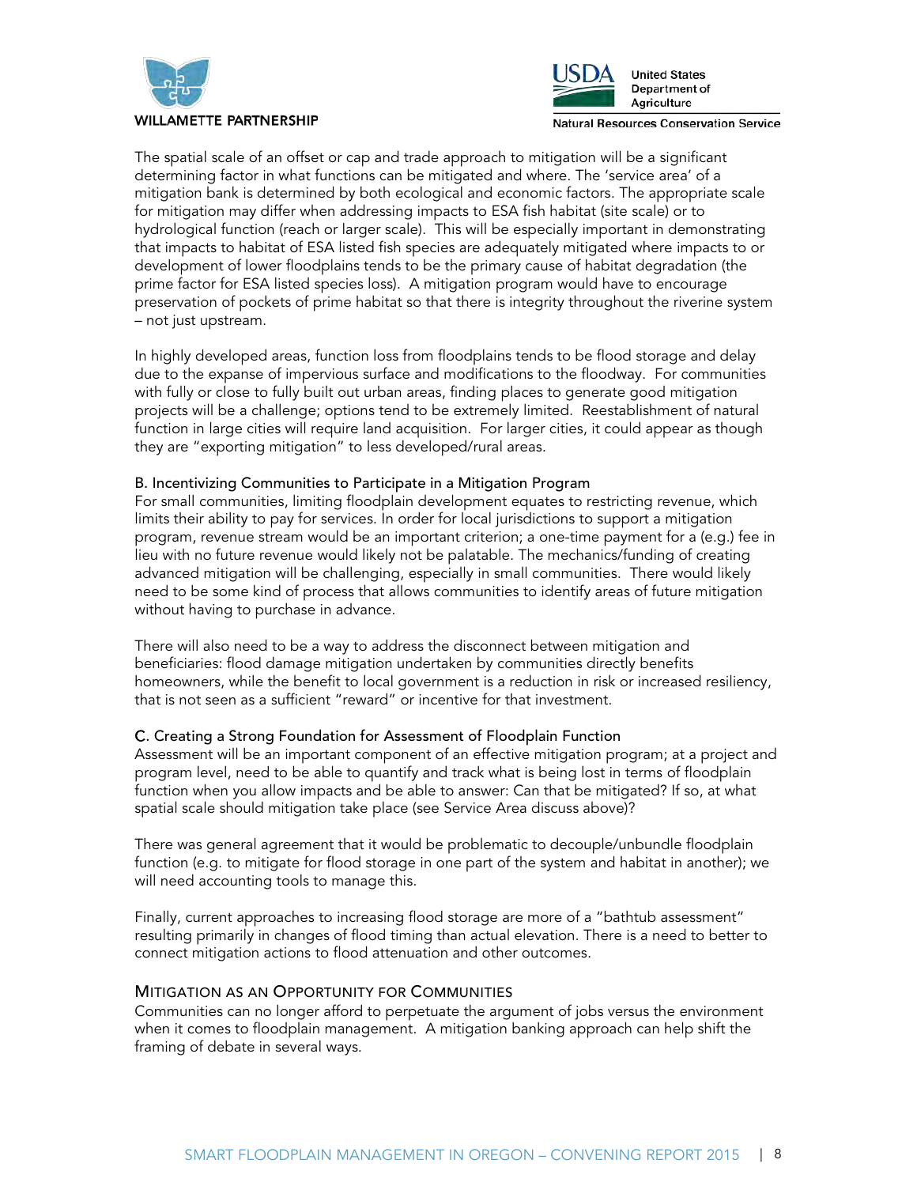The spatial scale of an offset or cap and trade approach to mitigation will be a significant determining factor in what functions can be mitigated and where. The 'service area' of a mitigation bank is determined by both ecological and economic factors. The appropriate scale for mitigation may differ when addressing impacts to ESA fish habitat (site scale) or to hydrological function (reach or larger scale). This will be especially important in demonstrating that impacts to habitat of ESA listed fish species are adequately mitigated where impacts to or development of lower floodplains tends to be the primary cause of habitat degradation (the prime factor for ESA listed species loss). A mitigation program would have to encourage preservation of pockets of prime habitat so that there is integrity throughout the riverine system – not just upstream.

In highly developed areas, function loss from floodplains tends to be flood storage and delay due to the expanse of impervious surface and modifications to the floodway. For communities with fully or close to fully built out urban areas, finding places to generate good mitigation projects will be a challenge; options tend to be extremely limited. Reestablishment of natural function in large cities will require land acquisition. For larger cities, it could appear as though they are "exporting mitigation" to less developed/rural areas.

### B. Incentivizing Communities to Participate in a Mitigation Program

For small communities, limiting floodplain development equates to restricting revenue, which limits their ability to pay for services. In order for local jurisdictions to support a mitigation program, revenue stream would be an important criterion; a one-time payment for a (e.g.) fee in lieu with no future revenue would likely not be palatable. The mechanics/funding of creating advanced mitigation will be challenging, especially in small communities. There would likely need to be some kind of process that allows communities to identify areas of future mitigation without having to purchase in advance.

There will also need to be a way to address the disconnect between mitigation and beneficiaries: flood damage mitigation undertaken by communities directly benefits homeowners, while the benefit to local government is a reduction in risk or increased resiliency, that is not seen as a sufficient "reward" or incentive for that investment.

### C. Creating a Strong Foundation for Assessment of Floodplain Function

Assessment will be an important component of an effective mitigation program; at a project and program level, need to be able to quantify and track what is being lost in terms of floodplain function when you allow impacts and be able to answer: Can that be mitigated? If so, at what spatial scale should mitigation take place (see Service Area discuss above)?

There was general agreement that it would be problematic to decouple/unbundle floodplain function (e.g. to mitigate for flood storage in one part of the system and habitat in another); we will need accounting tools to manage this.

Finally, current approaches to increasing flood storage are more of a "bathtub assessment" resulting primarily in changes of flood timing than actual elevation. There is a need to better to connect mitigation actions to flood attenuation and other outcomes.

## Mitigation as an Opportunity for Communities

Communities can no longer afford to perpetuate the argument of jobs versus the environment when it comes to floodplain management. A mitigation banking approach can help shift the framing of debate in several ways.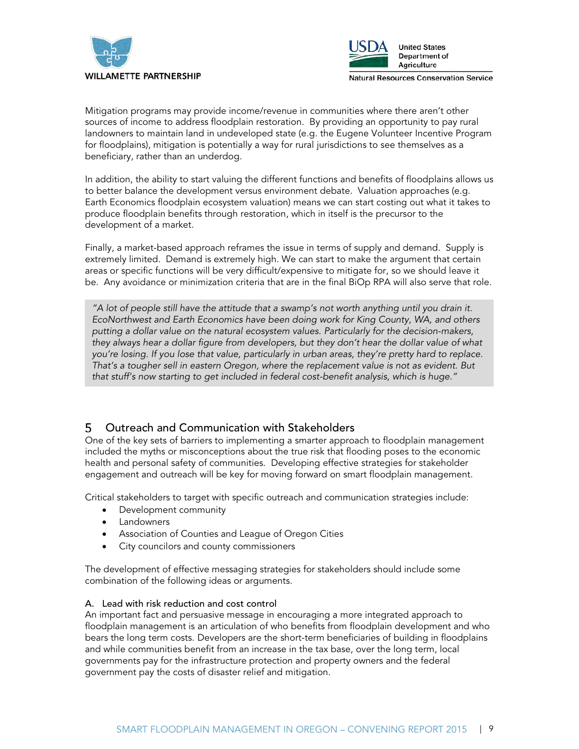Mitigation programs may provide income/revenue in communities where there aren't other sources of income to address floodplain restoration. By providing an opportunity to pay rural landowners to maintain land in undeveloped state (e.g. the Eugene Volunteer Incentive Program for floodplains), mitigation is potentially a way for rural jurisdictions to see themselves as a beneficiary, rather than an underdog.

In addition, the ability to start valuing the different functions and benefits of floodplains allows us to better balance the development versus environment debate. Valuation approaches (e.g. Earth Economics floodplain ecosystem valuation) means we can start costing out what it takes to produce floodplain benefits through restoration, which in itself is the precursor to the development of a market.

Finally, a market-based approach reframes the issue in terms of supply and demand. Supply is extremely limited. Demand is extremely high. We can start to make the argument that certain areas or specific functions will be very difficult/expensive to mitigate for, so we should leave it be. Any avoidance or minimization criteria that are in the final BiOp RPA will also serve that role.

> *"A lot of people still have the attitude that a swamp's not worth anything until you drain it. EcoNorthwest and Earth Economics have been doing work for King County, WA, and others putting a dollar value on the natural ecosystem values. Particularly for the decision-makers, they always hear a dollar figure from developers, but they don't hear the dollar value of what you're losing. If you lose that value, particularly in urban areas, they're pretty hard to replace. That's a tougher sell in eastern Oregon, where the replacement value is not as evident. But that stuff's now starting to get included in federal cost-benefit analysis, which is huge."*

## 5 Outreach and Communication with Stakeholders

One of the key sets of barriers to implementing a smarter approach to floodplain management included the myths or misconceptions about the true risk that flooding poses to the economic health and personal safety of communities. Developing effective strategies for stakeholder engagement and outreach will be key for moving forward on smart floodplain management.

Critical stakeholders to target with specific outreach and communication strategies include:

- Development community
- Landowners
- Association of Counties and League of Oregon Cities
- City councilors and county commissioners

The development of effective messaging strategies for stakeholders should include some combination of the following ideas or arguments.

### A. Lead with risk reduction and cost control

An important fact and persuasive message in encouraging a more integrated approach to floodplain management is an articulation of who benefits from floodplain development and who bears the long term costs. Developers are the short-term beneficiaries of building in floodplains and while communities benefit from an increase in the tax base, over the long term, local governments pay for the infrastructure protection and property owners and the federal government pay the costs of disaster relief and mitigation.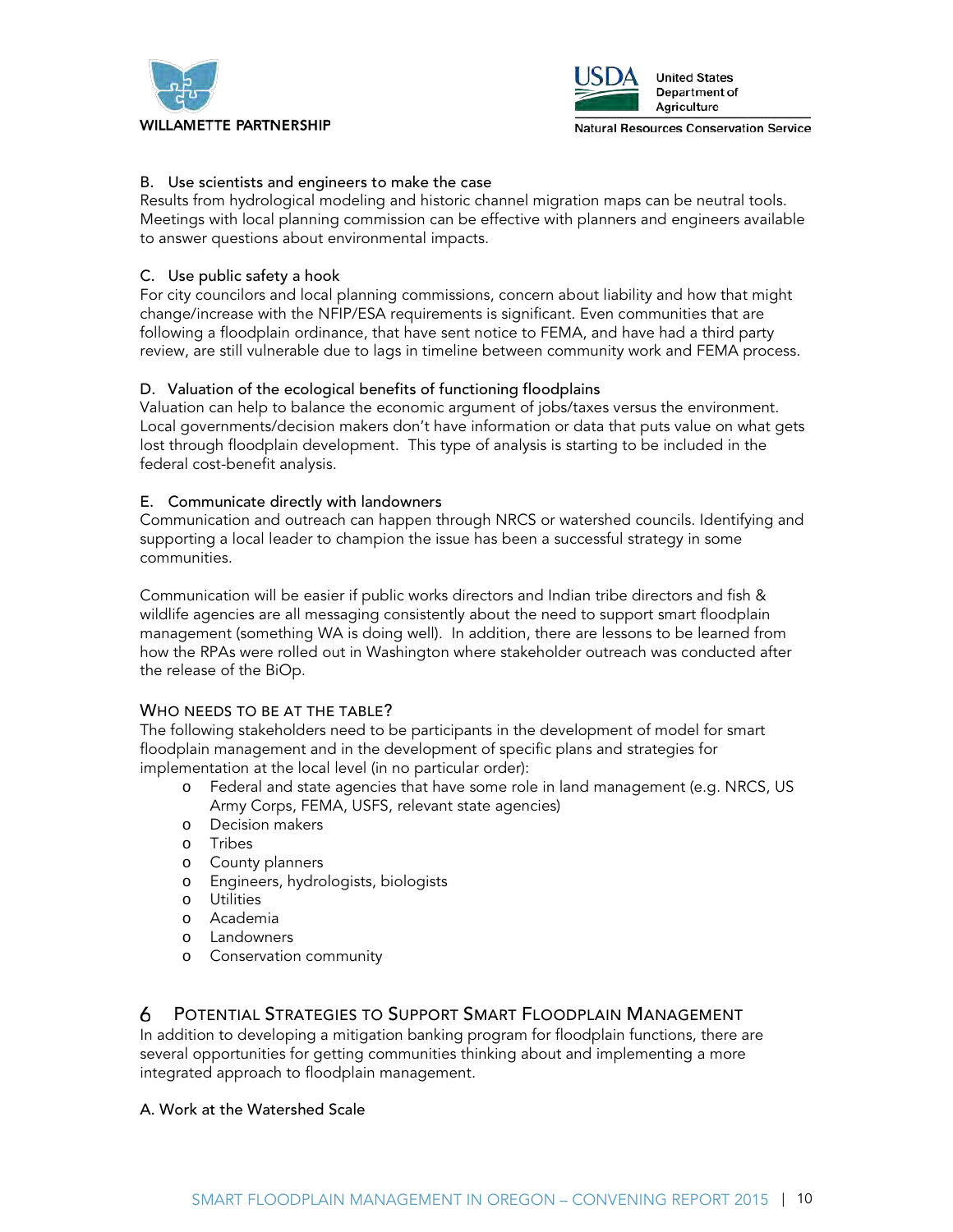B. Use scientists and engineers to make the case
Results from hydrological modeling and historic channel migration maps can be neutral tools. Meetings with local planning commission can be effective with planners and engineers available to answer questions about environmental impacts.

C. Use public safety a hook
For city councilors and local planning commissions, concern about liability and how that might change/increase with the NFIP/ESA requirements is significant. Even communities that are following a floodplain ordinance, that have sent notice to FEMA, and have had a third party review, are still vulnerable due to lags in timeline between community work and FEMA process.

D. Valuation of the ecological benefits of functioning floodplains
Valuation can help to balance the economic argument of jobs/taxes versus the environment. Local governments/decision makers don't have information or data that puts value on what gets lost through floodplain development. This type of analysis is starting to be included in the federal cost-benefit analysis.

E. Communicate directly with landowners
Communication and outreach can happen through NRCS or watershed councils. Identifying and supporting a local leader to champion the issue has been a successful strategy in some communities.

Communication will be easier if public works directors and Indian tribe directors and fish & wildlife agencies are all messaging consistently about the need to support smart floodplain management (something WA is doing well). In addition, there are lessons to be learned from how the RPAs were rolled out in Washington where stakeholder outreach was conducted after the release of the BiOp.

### Who needs to be at the table?

The following stakeholders need to be participants in the development of model for smart floodplain management and in the development of specific plans and strategies for implementation at the local level (in no particular order):

- Federal and state agencies that have some role in land management (e.g. NRCS, US Army Corps, FEMA, USFS, relevant state agencies)
- Decision makers
- Tribes
- County planners
- Engineers, hydrologists, biologists
- Utilities
- Academia
- Landowners
- Conservation community

## 6 Potential Strategies to Support Smart Floodplain Management

In addition to developing a mitigation banking program for floodplain functions, there are several opportunities for getting communities thinking about and implementing a more integrated approach to floodplain management.

A. Work at the Watershed Scale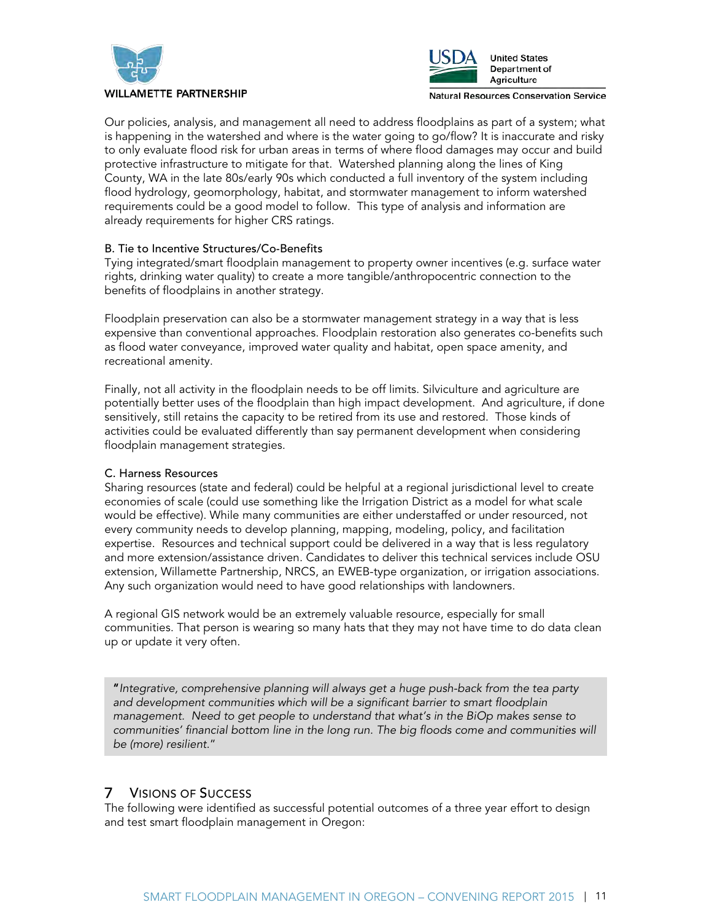Our policies, analysis, and management all need to address floodplains as part of a system; what is happening in the watershed and where is the water going to go/flow? It is inaccurate and risky to only evaluate flood risk for urban areas in terms of where flood damages may occur and build protective infrastructure to mitigate for that. Watershed planning along the lines of King County, WA in the late 80s/early 90s which conducted a full inventory of the system including flood hydrology, geomorphology, habitat, and stormwater management to inform watershed requirements could be a good model to follow. This type of analysis and information are already requirements for higher CRS ratings.

B. Tie to Incentive Structures/Co-Benefits

Tying integrated/smart floodplain management to property owner incentives (e.g. surface water rights, drinking water quality) to create a more tangible/anthropocentric connection to the benefits of floodplains in another strategy.

Floodplain preservation can also be a stormwater management strategy in a way that is less expensive than conventional approaches. Floodplain restoration also generates co-benefits such as flood water conveyance, improved water quality and habitat, open space amenity, and recreational amenity.

Finally, not all activity in the floodplain needs to be off limits. Silviculture and agriculture are potentially better uses of the floodplain than high impact development. And agriculture, if done sensitively, still retains the capacity to be retired from its use and restored. Those kinds of activities could be evaluated differently than say permanent development when considering floodplain management strategies.

C. Harness Resources

Sharing resources (state and federal) could be helpful at a regional jurisdictional level to create economies of scale (could use something like the Irrigation District as a model for what scale would be effective). While many communities are either understaffed or under resourced, not every community needs to develop planning, mapping, modeling, policy, and facilitation expertise. Resources and technical support could be delivered in a way that is less regulatory and more extension/assistance driven. Candidates to deliver this technical services include OSU extension, Willamette Partnership, NRCS, an EWEB-type organization, or irrigation associations. Any such organization would need to have good relationships with landowners.

A regional GIS network would be an extremely valuable resource, especially for small communities. That person is wearing so many hats that they may not have time to do data clean up or update it very often.

> "*Integrative, comprehensive planning will always get a huge push-back from the tea party and development communities which will be a significant barrier to smart floodplain management. Need to get people to understand that what's in the BiOp makes sense to communities' financial bottom line in the long run. The big floods come and communities will be (more) resilient.*"

## 7 Visions of Success

The following were identified as successful potential outcomes of a three year effort to design and test smart floodplain management in Oregon: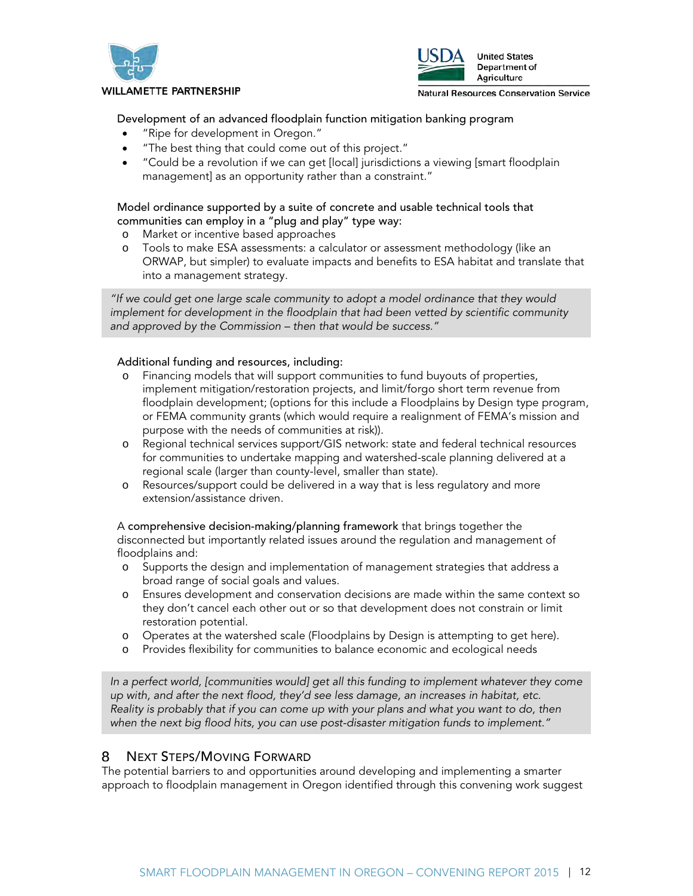Development of an advanced floodplain function mitigation banking program

- "Ripe for development in Oregon."
- "The best thing that could come out of this project."
- "Could be a revolution if we can get [local] jurisdictions a viewing [smart floodplain management] as an opportunity rather than a constraint."

Model ordinance supported by a suite of concrete and usable technical tools that communities can employ in a "plug and play" type way:

- Market or incentive based approaches
- Tools to make ESA assessments: a calculator or assessment methodology (like an ORWAP, but simpler) to evaluate impacts and benefits to ESA habitat and translate that into a management strategy.

> *"If we could get one large scale community to adopt a model ordinance that they would implement for development in the floodplain that had been vetted by scientific community and approved by the Commission – then that would be success."*

Additional funding and resources, including:

- Financing models that will support communities to fund buyouts of properties, implement mitigation/restoration projects, and limit/forgo short term revenue from floodplain development; (options for this include a Floodplains by Design type program, or FEMA community grants (which would require a realignment of FEMA's mission and purpose with the needs of communities at risk)).
- Regional technical services support/GIS network: state and federal technical resources for communities to undertake mapping and watershed-scale planning delivered at a regional scale (larger than county-level, smaller than state).
- Resources/support could be delivered in a way that is less regulatory and more extension/assistance driven.

A comprehensive decision-making/planning framework that brings together the disconnected but importantly related issues around the regulation and management of floodplains and:

- Supports the design and implementation of management strategies that address a broad range of social goals and values.
- Ensures development and conservation decisions are made within the same context so they don't cancel each other out or so that development does not constrain or limit restoration potential.
- Operates at the watershed scale (Floodplains by Design is attempting to get here).
- Provides flexibility for communities to balance economic and ecological needs

> *In a perfect world, [communities would] get all this funding to implement whatever they come up with, and after the next flood, they'd see less damage, an increases in habitat, etc. Reality is probably that if you can come up with your plans and what you want to do, then when the next big flood hits, you can use post-disaster mitigation funds to implement."*

## 8 Next Steps/Moving Forward

The potential barriers to and opportunities around developing and implementing a smarter approach to floodplain management in Oregon identified through this convening work suggest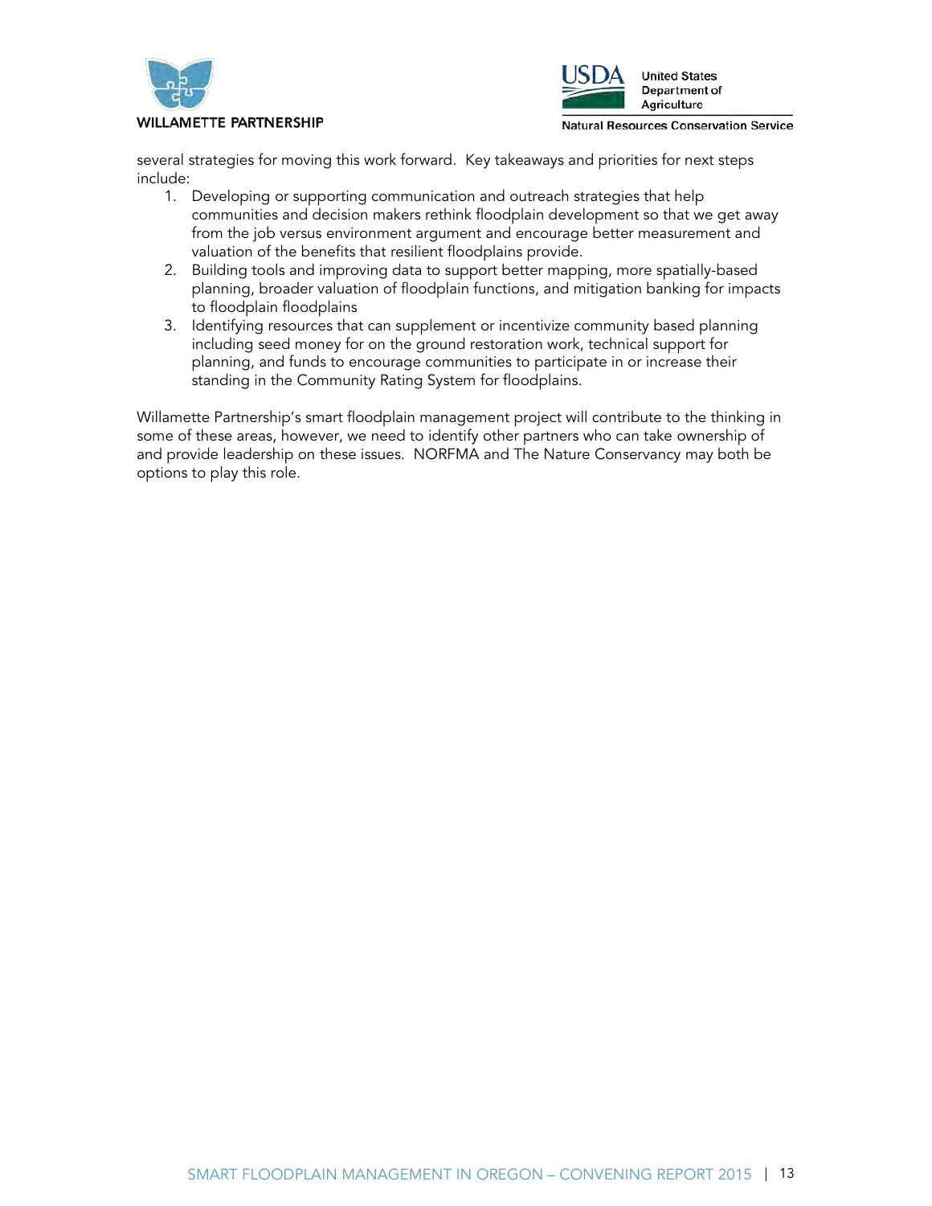several strategies for moving this work forward. Key takeaways and priorities for next steps include:

1. Developing or supporting communication and outreach strategies that help communities and decision makers rethink floodplain development so that we get away from the job versus environment argument and encourage better measurement and valuation of the benefits that resilient floodplains provide.
2. Building tools and improving data to support better mapping, more spatially-based planning, broader valuation of floodplain functions, and mitigation banking for impacts to floodplain floodplains
3. Identifying resources that can supplement or incentivize community based planning including seed money for on the ground restoration work, technical support for planning, and funds to encourage communities to participate in or increase their standing in the Community Rating System for floodplains.

Willamette Partnership's smart floodplain management project will contribute to the thinking in some of these areas, however, we need to identify other partners who can take ownership of and provide leadership on these issues. NORFMA and The Nature Conservancy may both be options to play this role.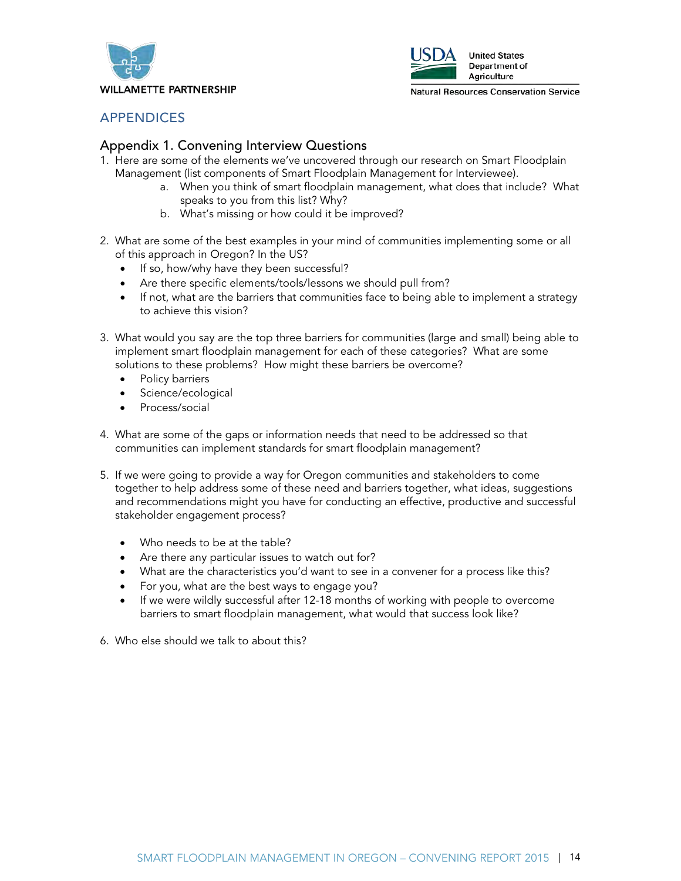# APPENDICES

## Appendix 1. Convening Interview Questions

1. Here are some of the elements we've uncovered through our research on Smart Floodplain Management (list components of Smart Floodplain Management for Interviewee).
   a. When you think of smart floodplain management, what does that include? What speaks to you from this list? Why?
   b. What's missing or how could it be improved?

2. What are some of the best examples in your mind of communities implementing some or all of this approach in Oregon? In the US?
   - If so, how/why have they been successful?
   - Are there specific elements/tools/lessons we should pull from?
   - If not, what are the barriers that communities face to being able to implement a strategy to achieve this vision?

3. What would you say are the top three barriers for communities (large and small) being able to implement smart floodplain management for each of these categories? What are some solutions to these problems? How might these barriers be overcome?
   - Policy barriers
   - Science/ecological
   - Process/social

4. What are some of the gaps or information needs that need to be addressed so that communities can implement standards for smart floodplain management?

5. If we were going to provide a way for Oregon communities and stakeholders to come together to help address some of these need and barriers together, what ideas, suggestions and recommendations might you have for conducting an effective, productive and successful stakeholder engagement process?
   - Who needs to be at the table?
   - Are there any particular issues to watch out for?
   - What are the characteristics you'd want to see in a convener for a process like this?
   - For you, what are the best ways to engage you?
   - If we were wildly successful after 12-18 months of working with people to overcome barriers to smart floodplain management, what would that success look like?

6. Who else should we talk to about this?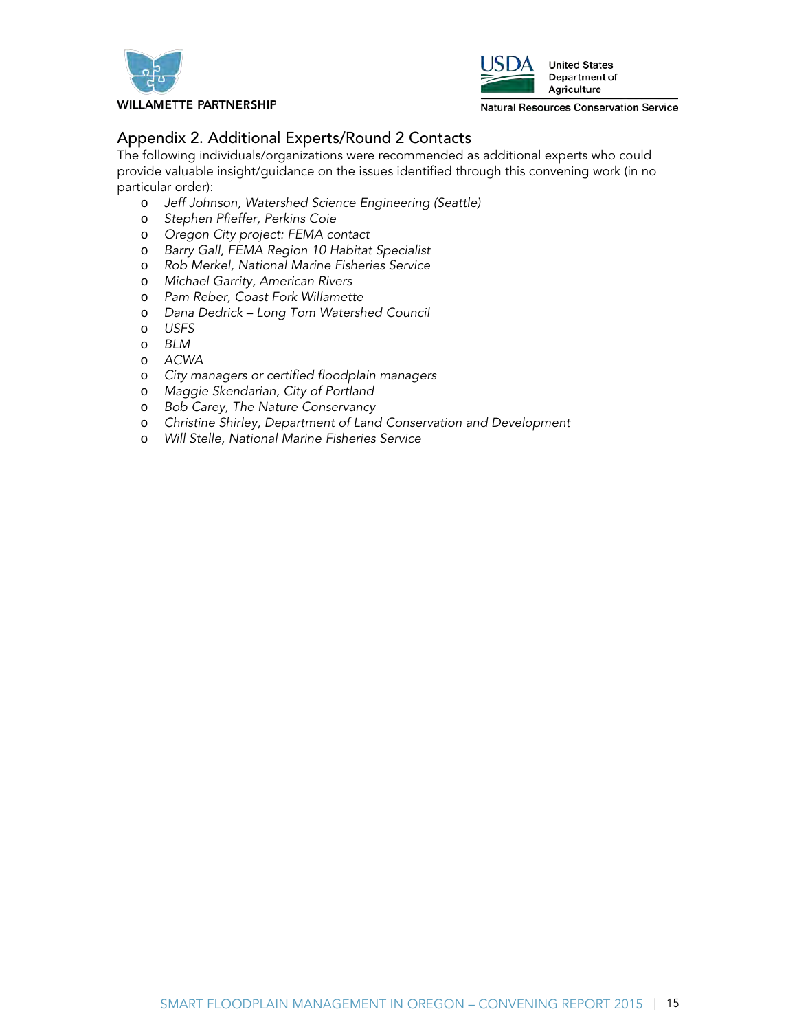## Appendix 2. Additional Experts/Round 2 Contacts

The following individuals/organizations were recommended as additional experts who could provide valuable insight/guidance on the issues identified through this convening work (in no particular order):

- *Jeff Johnson, Watershed Science Engineering (Seattle)*
- *Stephen Pfieffer, Perkins Coie*
- *Oregon City project: FEMA contact*
- *Barry Gall, FEMA Region 10 Habitat Specialist*
- *Rob Merkel, National Marine Fisheries Service*
- *Michael Garrity, American Rivers*
- *Pam Reber, Coast Fork Willamette*
- *Dana Dedrick – Long Tom Watershed Council*
- *USFS*
- *BLM*
- *ACWA*
- *City managers or certified floodplain managers*
- *Maggie Skendarian, City of Portland*
- *Bob Carey, The Nature Conservancy*
- *Christine Shirley, Department of Land Conservation and Development*
- *Will Stelle, National Marine Fisheries Service*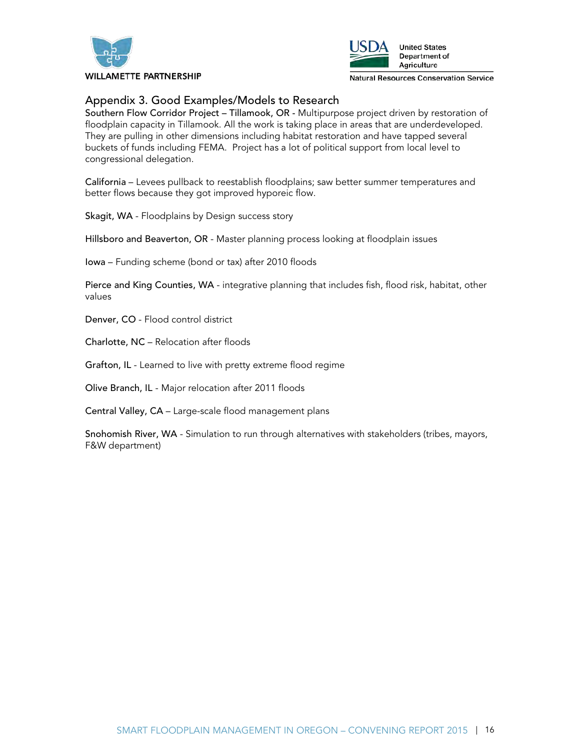## Appendix 3. Good Examples/Models to Research

Southern Flow Corridor Project – Tillamook, OR - Multipurpose project driven by restoration of floodplain capacity in Tillamook. All the work is taking place in areas that are underdeveloped. They are pulling in other dimensions including habitat restoration and have tapped several buckets of funds including FEMA. Project has a lot of political support from local level to congressional delegation.

California – Levees pullback to reestablish floodplains; saw better summer temperatures and better flows because they got improved hyporeic flow.

Skagit, WA - Floodplains by Design success story

Hillsboro and Beaverton, OR - Master planning process looking at floodplain issues

Iowa – Funding scheme (bond or tax) after 2010 floods

Pierce and King Counties, WA - integrative planning that includes fish, flood risk, habitat, other values

Denver, CO - Flood control district

Charlotte, NC – Relocation after floods

Grafton, IL - Learned to live with pretty extreme flood regime

Olive Branch, IL - Major relocation after 2011 floods

Central Valley, CA – Large-scale flood management plans

Snohomish River, WA - Simulation to run through alternatives with stakeholders (tribes, mayors, F&W department)